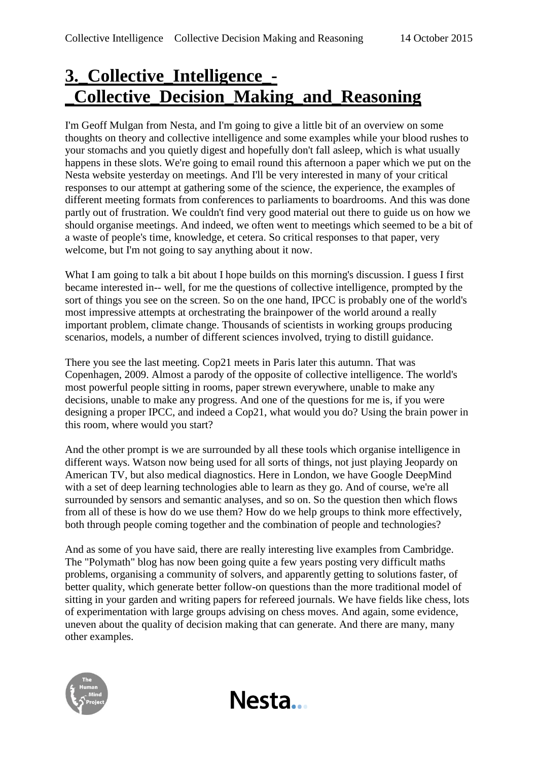# 3._Collective_Intelligence_-_Collective_Decision_Making_and_Reasoning

I'm Geoff Mulgan from Nesta, and I'm going to give a little bit of an overview on some thoughts on theory and collective intelligence and some examples while your blood rushes to your stomachs and you quietly digest and hopefully don't fall asleep, which is what usually happens in these slots. We're going to email round this afternoon a paper which we put on the Nesta website yesterday on meetings. And I'll be very interested in many of your critical responses to our attempt at gathering some of the science, the experience, the examples of different meeting formats from conferences to parliaments to boardrooms. And this was done partly out of frustration. We couldn't find very good material out there to guide us on how we should organise meetings. And indeed, we often went to meetings which seemed to be a bit of a waste of people's time, knowledge, et cetera. So critical responses to that paper, very welcome, but I'm not going to say anything about it now.

What I am going to talk a bit about I hope builds on this morning's discussion. I guess I first became interested in-- well, for me the questions of collective intelligence, prompted by the sort of things you see on the screen. So on the one hand, IPCC is probably one of the world's most impressive attempts at orchestrating the brainpower of the world around a really important problem, climate change. Thousands of scientists in working groups producing scenarios, models, a number of different sciences involved, trying to distill guidance.

There you see the last meeting. Cop21 meets in Paris later this autumn. That was Copenhagen, 2009. Almost a parody of the opposite of collective intelligence. The world's most powerful people sitting in rooms, paper strewn everywhere, unable to make any decisions, unable to make any progress. And one of the questions for me is, if you were designing a proper IPCC, and indeed a Cop21, what would you do? Using the brain power in this room, where would you start?

And the other prompt is we are surrounded by all these tools which organise intelligence in different ways. Watson now being used for all sorts of things, not just playing Jeopardy on American TV, but also medical diagnostics. Here in London, we have Google DeepMind with a set of deep learning technologies able to learn as they go. And of course, we're all surrounded by sensors and semantic analyses, and so on. So the question then which flows from all of these is how do we use them? How do we help groups to think more effectively, both through people coming together and the combination of people and technologies?

And as some of you have said, there are really interesting live examples from Cambridge. The "Polymath" blog has now been going quite a few years posting very difficult maths problems, organising a community of solvers, and apparently getting to solutions faster, of better quality, which generate better follow-on questions than the more traditional model of sitting in your garden and writing papers for refereed journals. We have fields like chess, lots of experimentation with large groups advising on chess moves. And again, some evidence, uneven about the quality of decision making that can generate. And there are many, many other examples.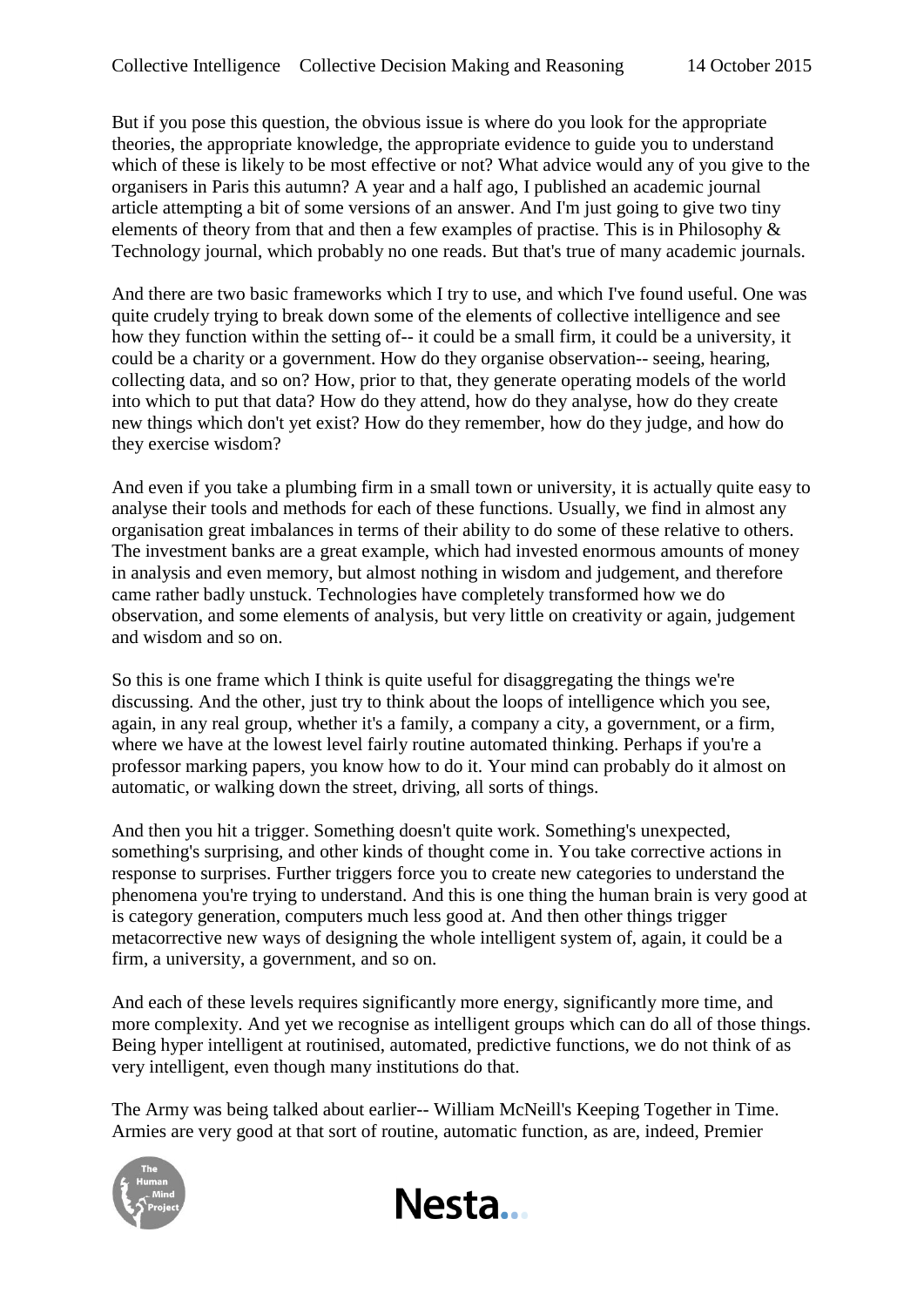But if you pose this question, the obvious issue is where do you look for the appropriate theories, the appropriate knowledge, the appropriate evidence to guide you to understand which of these is likely to be most effective or not? What advice would any of you give to the organisers in Paris this autumn? A year and a half ago, I published an academic journal article attempting a bit of some versions of an answer. And I'm just going to give two tiny elements of theory from that and then a few examples of practise. This is in Philosophy & Technology journal, which probably no one reads. But that's true of many academic journals.

And there are two basic frameworks which I try to use, and which I've found useful. One was quite crudely trying to break down some of the elements of collective intelligence and see how they function within the setting of-- it could be a small firm, it could be a university, it could be a charity or a government. How do they organise observation-- seeing, hearing, collecting data, and so on? How, prior to that, they generate operating models of the world into which to put that data? How do they attend, how do they analyse, how do they create new things which don't yet exist? How do they remember, how do they judge, and how do they exercise wisdom?

And even if you take a plumbing firm in a small town or university, it is actually quite easy to analyse their tools and methods for each of these functions. Usually, we find in almost any organisation great imbalances in terms of their ability to do some of these relative to others. The investment banks are a great example, which had invested enormous amounts of money in analysis and even memory, but almost nothing in wisdom and judgement, and therefore came rather badly unstuck. Technologies have completely transformed how we do observation, and some elements of analysis, but very little on creativity or again, judgement and wisdom and so on.

So this is one frame which I think is quite useful for disaggregating the things we're discussing. And the other, just try to think about the loops of intelligence which you see, again, in any real group, whether it's a family, a company a city, a government, or a firm, where we have at the lowest level fairly routine automated thinking. Perhaps if you're a professor marking papers, you know how to do it. Your mind can probably do it almost on automatic, or walking down the street, driving, all sorts of things.

And then you hit a trigger. Something doesn't quite work. Something's unexpected, something's surprising, and other kinds of thought come in. You take corrective actions in response to surprises. Further triggers force you to create new categories to understand the phenomena you're trying to understand. And this is one thing the human brain is very good at is category generation, computers much less good at. And then other things trigger metacorrective new ways of designing the whole intelligent system of, again, it could be a firm, a university, a government, and so on.

And each of these levels requires significantly more energy, significantly more time, and more complexity. And yet we recognise as intelligent groups which can do all of those things. Being hyper intelligent at routinised, automated, predictive functions, we do not think of as very intelligent, even though many institutions do that.

The Army was being talked about earlier-- William McNeill's Keeping Together in Time. Armies are very good at that sort of routine, automatic function, as are, indeed, Premier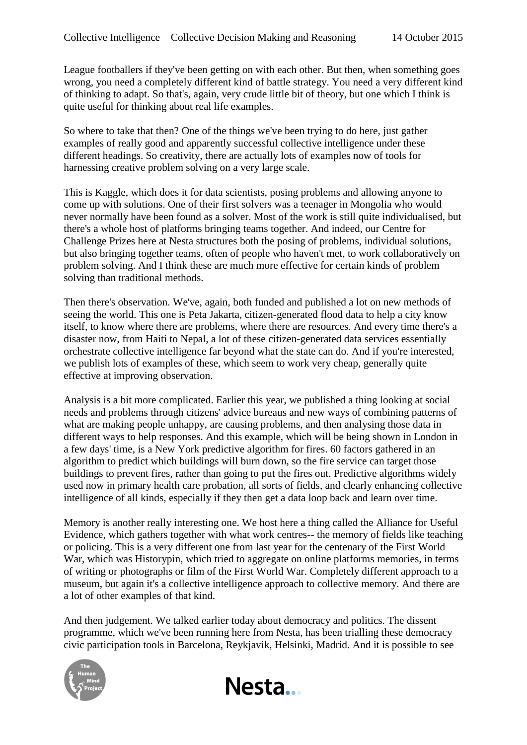League footballers if they've been getting on with each other. But then, when something goes wrong, you need a completely different kind of battle strategy. You need a very different kind of thinking to adapt. So that's, again, very crude little bit of theory, but one which I think is quite useful for thinking about real life examples.

So where to take that then? One of the things we've been trying to do here, just gather examples of really good and apparently successful collective intelligence under these different headings. So creativity, there are actually lots of examples now of tools for harnessing creative problem solving on a very large scale.

This is Kaggle, which does it for data scientists, posing problems and allowing anyone to come up with solutions. One of their first solvers was a teenager in Mongolia who would never normally have been found as a solver. Most of the work is still quite individualised, but there's a whole host of platforms bringing teams together. And indeed, our Centre for Challenge Prizes here at Nesta structures both the posing of problems, individual solutions, but also bringing together teams, often of people who haven't met, to work collaboratively on problem solving. And I think these are much more effective for certain kinds of problem solving than traditional methods.

Then there's observation. We've, again, both funded and published a lot on new methods of seeing the world. This one is Peta Jakarta, citizen-generated flood data to help a city know itself, to know where there are problems, where there are resources. And every time there's a disaster now, from Haiti to Nepal, a lot of these citizen-generated data services essentially orchestrate collective intelligence far beyond what the state can do. And if you're interested, we publish lots of examples of these, which seem to work very cheap, generally quite effective at improving observation.

Analysis is a bit more complicated. Earlier this year, we published a thing looking at social needs and problems through citizens' advice bureaus and new ways of combining patterns of what are making people unhappy, are causing problems, and then analysing those data in different ways to help responses. And this example, which will be being shown in London in a few days' time, is a New York predictive algorithm for fires. 60 factors gathered in an algorithm to predict which buildings will burn down, so the fire service can target those buildings to prevent fires, rather than going to put the fires out. Predictive algorithms widely used now in primary health care probation, all sorts of fields, and clearly enhancing collective intelligence of all kinds, especially if they then get a data loop back and learn over time.

Memory is another really interesting one. We host here a thing called the Alliance for Useful Evidence, which gathers together with what work centres-- the memory of fields like teaching or policing. This is a very different one from last year for the centenary of the First World War, which was Historypin, which tried to aggregate on online platforms memories, in terms of writing or photographs or film of the First World War. Completely different approach to a museum, but again it's a collective intelligence approach to collective memory. And there are a lot of other examples of that kind.

And then judgement. We talked earlier today about democracy and politics. The dissent programme, which we've been running here from Nesta, has been trialling these democracy civic participation tools in Barcelona, Reykjavik, Helsinki, Madrid. And it is possible to see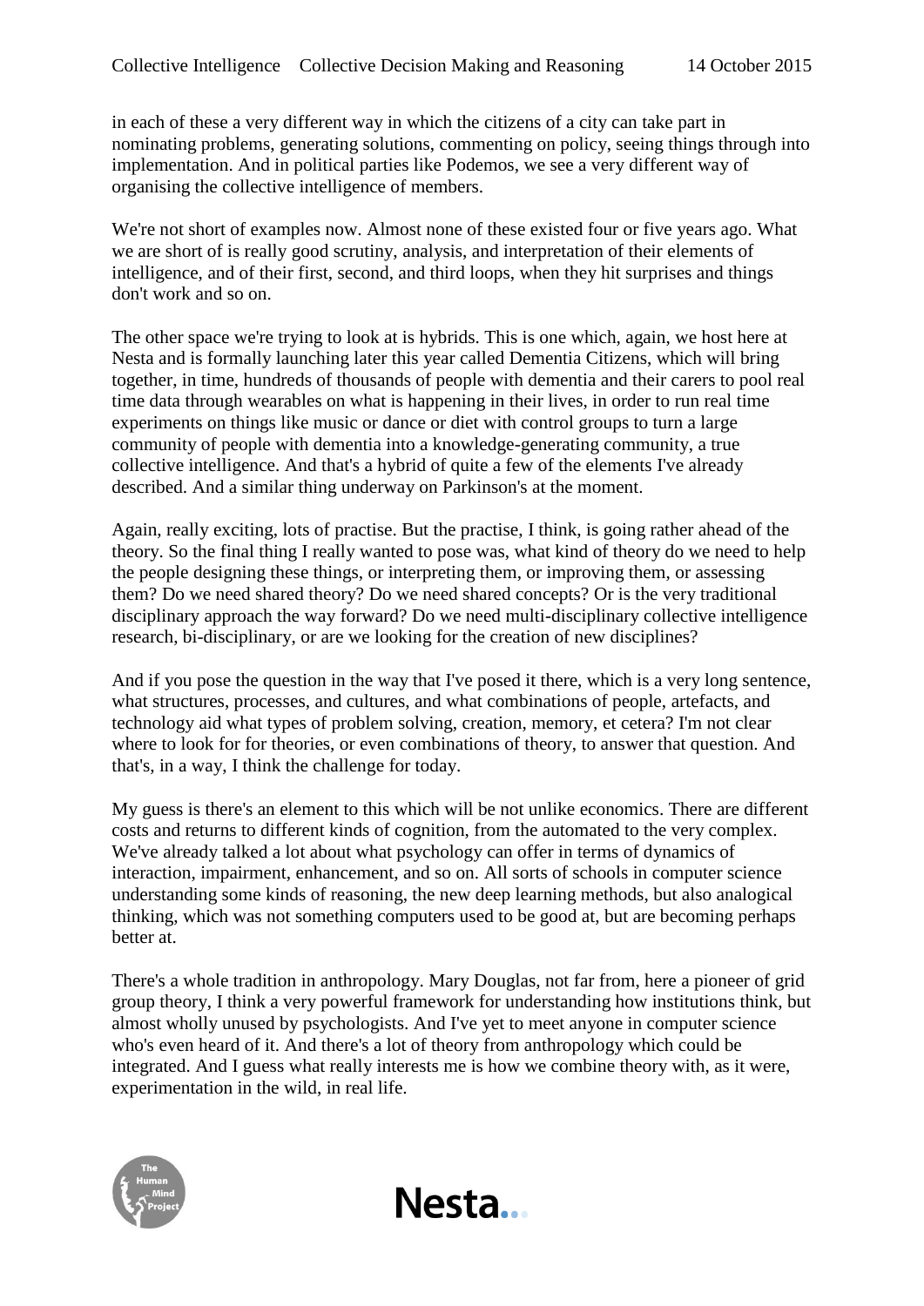in each of these a very different way in which the citizens of a city can take part in nominating problems, generating solutions, commenting on policy, seeing things through into implementation. And in political parties like Podemos, we see a very different way of organising the collective intelligence of members.

We're not short of examples now. Almost none of these existed four or five years ago. What we are short of is really good scrutiny, analysis, and interpretation of their elements of intelligence, and of their first, second, and third loops, when they hit surprises and things don't work and so on.

The other space we're trying to look at is hybrids. This is one which, again, we host here at Nesta and is formally launching later this year called Dementia Citizens, which will bring together, in time, hundreds of thousands of people with dementia and their carers to pool real time data through wearables on what is happening in their lives, in order to run real time experiments on things like music or dance or diet with control groups to turn a large community of people with dementia into a knowledge-generating community, a true collective intelligence. And that's a hybrid of quite a few of the elements I've already described. And a similar thing underway on Parkinson's at the moment.

Again, really exciting, lots of practise. But the practise, I think, is going rather ahead of the theory. So the final thing I really wanted to pose was, what kind of theory do we need to help the people designing these things, or interpreting them, or improving them, or assessing them? Do we need shared theory? Do we need shared concepts? Or is the very traditional disciplinary approach the way forward? Do we need multi-disciplinary collective intelligence research, bi-disciplinary, or are we looking for the creation of new disciplines?

And if you pose the question in the way that I've posed it there, which is a very long sentence, what structures, processes, and cultures, and what combinations of people, artefacts, and technology aid what types of problem solving, creation, memory, et cetera? I'm not clear where to look for for theories, or even combinations of theory, to answer that question. And that's, in a way, I think the challenge for today.

My guess is there's an element to this which will be not unlike economics. There are different costs and returns to different kinds of cognition, from the automated to the very complex. We've already talked a lot about what psychology can offer in terms of dynamics of interaction, impairment, enhancement, and so on. All sorts of schools in computer science understanding some kinds of reasoning, the new deep learning methods, but also analogical thinking, which was not something computers used to be good at, but are becoming perhaps better at.

There's a whole tradition in anthropology. Mary Douglas, not far from, here a pioneer of grid group theory, I think a very powerful framework for understanding how institutions think, but almost wholly unused by psychologists. And I've yet to meet anyone in computer science who's even heard of it. And there's a lot of theory from anthropology which could be integrated. And I guess what really interests me is how we combine theory with, as it were, experimentation in the wild, in real life.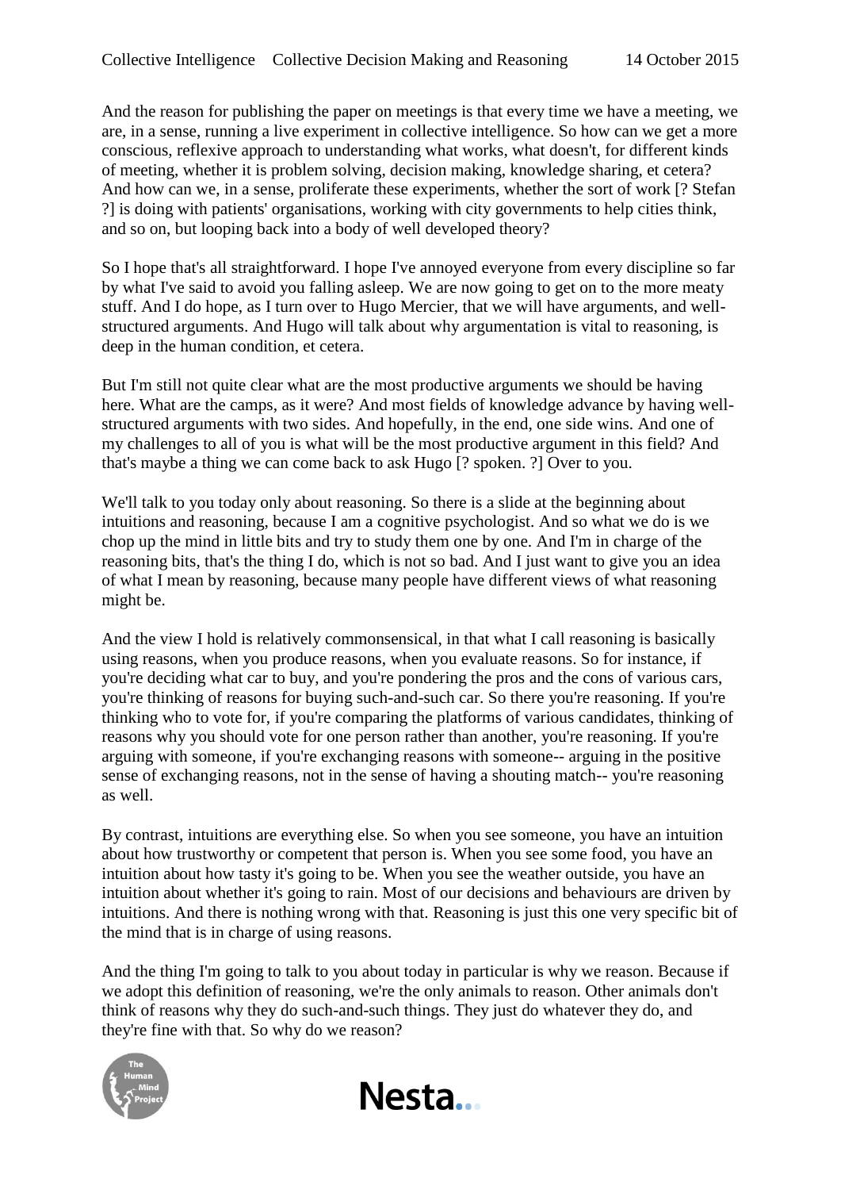And the reason for publishing the paper on meetings is that every time we have a meeting, we are, in a sense, running a live experiment in collective intelligence. So how can we get a more conscious, reflexive approach to understanding what works, what doesn't, for different kinds of meeting, whether it is problem solving, decision making, knowledge sharing, et cetera? And how can we, in a sense, proliferate these experiments, whether the sort of work [? Stefan ?] is doing with patients' organisations, working with city governments to help cities think, and so on, but looping back into a body of well developed theory?

So I hope that's all straightforward. I hope I've annoyed everyone from every discipline so far by what I've said to avoid you falling asleep. We are now going to get on to the more meaty stuff. And I do hope, as I turn over to Hugo Mercier, that we will have arguments, and well-structured arguments. And Hugo will talk about why argumentation is vital to reasoning, is deep in the human condition, et cetera.

But I'm still not quite clear what are the most productive arguments we should be having here. What are the camps, as it were? And most fields of knowledge advance by having well-structured arguments with two sides. And hopefully, in the end, one side wins. And one of my challenges to all of you is what will be the most productive argument in this field? And that's maybe a thing we can come back to ask Hugo [? spoken. ?] Over to you.

We'll talk to you today only about reasoning. So there is a slide at the beginning about intuitions and reasoning, because I am a cognitive psychologist. And so what we do is we chop up the mind in little bits and try to study them one by one. And I'm in charge of the reasoning bits, that's the thing I do, which is not so bad. And I just want to give you an idea of what I mean by reasoning, because many people have different views of what reasoning might be.

And the view I hold is relatively commonsensical, in that what I call reasoning is basically using reasons, when you produce reasons, when you evaluate reasons. So for instance, if you're deciding what car to buy, and you're pondering the pros and the cons of various cars, you're thinking of reasons for buying such-and-such car. So there you're reasoning. If you're thinking who to vote for, if you're comparing the platforms of various candidates, thinking of reasons why you should vote for one person rather than another, you're reasoning. If you're arguing with someone, if you're exchanging reasons with someone-- arguing in the positive sense of exchanging reasons, not in the sense of having a shouting match-- you're reasoning as well.

By contrast, intuitions are everything else. So when you see someone, you have an intuition about how trustworthy or competent that person is. When you see some food, you have an intuition about how tasty it's going to be. When you see the weather outside, you have an intuition about whether it's going to rain. Most of our decisions and behaviours are driven by intuitions. And there is nothing wrong with that. Reasoning is just this one very specific bit of the mind that is in charge of using reasons.

And the thing I'm going to talk to you about today in particular is why we reason. Because if we adopt this definition of reasoning, we're the only animals to reason. Other animals don't think of reasons why they do such-and-such things. They just do whatever they do, and they're fine with that. So why do we reason?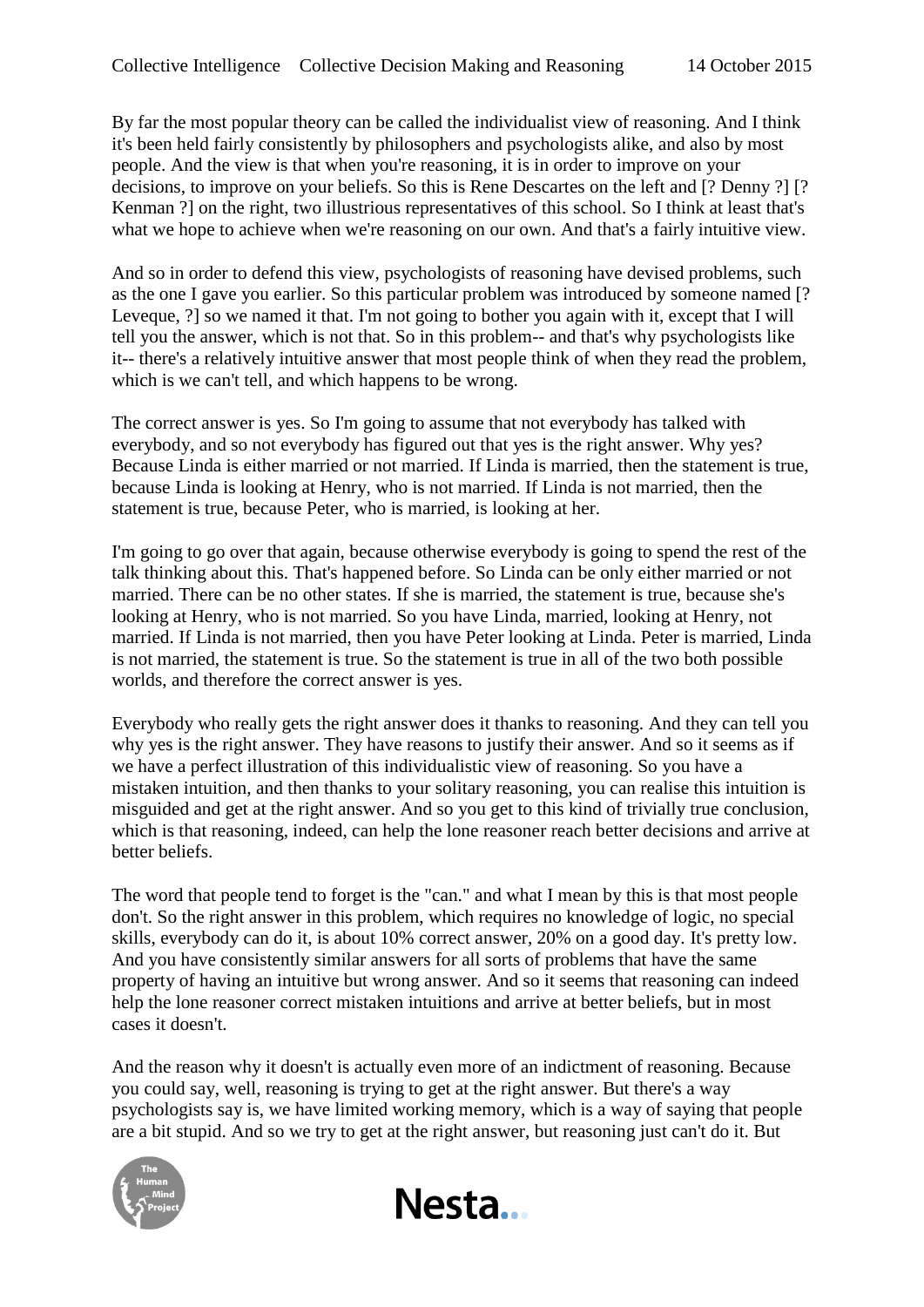By far the most popular theory can be called the individualist view of reasoning. And I think it's been held fairly consistently by philosophers and psychologists alike, and also by most people. And the view is that when you're reasoning, it is in order to improve on your decisions, to improve on your beliefs. So this is Rene Descartes on the left and [? Denny ?] [? Kenman ?] on the right, two illustrious representatives of this school. So I think at least that's what we hope to achieve when we're reasoning on our own. And that's a fairly intuitive view.

And so in order to defend this view, psychologists of reasoning have devised problems, such as the one I gave you earlier. So this particular problem was introduced by someone named [? Leveque, ?] so we named it that. I'm not going to bother you again with it, except that I will tell you the answer, which is not that. So in this problem-- and that's why psychologists like it-- there's a relatively intuitive answer that most people think of when they read the problem, which is we can't tell, and which happens to be wrong.

The correct answer is yes. So I'm going to assume that not everybody has talked with everybody, and so not everybody has figured out that yes is the right answer. Why yes? Because Linda is either married or not married. If Linda is married, then the statement is true, because Linda is looking at Henry, who is not married. If Linda is not married, then the statement is true, because Peter, who is married, is looking at her.

I'm going to go over that again, because otherwise everybody is going to spend the rest of the talk thinking about this. That's happened before. So Linda can be only either married or not married. There can be no other states. If she is married, the statement is true, because she's looking at Henry, who is not married. So you have Linda, married, looking at Henry, not married. If Linda is not married, then you have Peter looking at Linda. Peter is married, Linda is not married, the statement is true. So the statement is true in all of the two both possible worlds, and therefore the correct answer is yes.

Everybody who really gets the right answer does it thanks to reasoning. And they can tell you why yes is the right answer. They have reasons to justify their answer. And so it seems as if we have a perfect illustration of this individualistic view of reasoning. So you have a mistaken intuition, and then thanks to your solitary reasoning, you can realise this intuition is misguided and get at the right answer. And so you get to this kind of trivially true conclusion, which is that reasoning, indeed, can help the lone reasoner reach better decisions and arrive at better beliefs.

The word that people tend to forget is the "can." and what I mean by this is that most people don't. So the right answer in this problem, which requires no knowledge of logic, no special skills, everybody can do it, is about 10% correct answer, 20% on a good day. It's pretty low. And you have consistently similar answers for all sorts of problems that have the same property of having an intuitive but wrong answer. And so it seems that reasoning can indeed help the lone reasoner correct mistaken intuitions and arrive at better beliefs, but in most cases it doesn't.

And the reason why it doesn't is actually even more of an indictment of reasoning. Because you could say, well, reasoning is trying to get at the right answer. But there's a way psychologists say is, we have limited working memory, which is a way of saying that people are a bit stupid. And so we try to get at the right answer, but reasoning just can't do it. But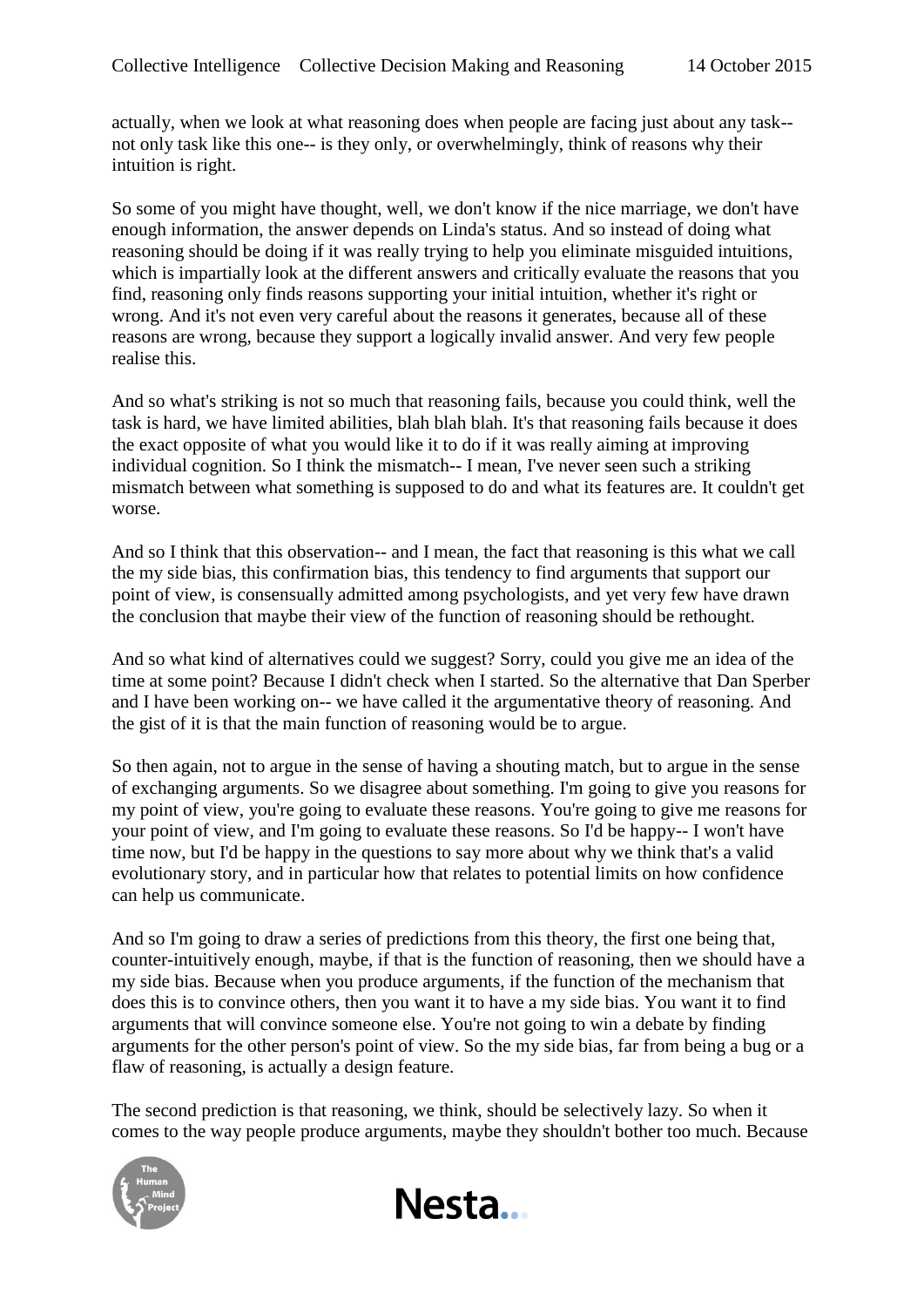actually, when we look at what reasoning does when people are facing just about any task-- not only task like this one-- is they only, or overwhelmingly, think of reasons why their intuition is right.

So some of you might have thought, well, we don't know if the nice marriage, we don't have enough information, the answer depends on Linda's status. And so instead of doing what reasoning should be doing if it was really trying to help you eliminate misguided intuitions, which is impartially look at the different answers and critically evaluate the reasons that you find, reasoning only finds reasons supporting your initial intuition, whether it's right or wrong. And it's not even very careful about the reasons it generates, because all of these reasons are wrong, because they support a logically invalid answer. And very few people realise this.

And so what's striking is not so much that reasoning fails, because you could think, well the task is hard, we have limited abilities, blah blah blah. It's that reasoning fails because it does the exact opposite of what you would like it to do if it was really aiming at improving individual cognition. So I think the mismatch-- I mean, I've never seen such a striking mismatch between what something is supposed to do and what its features are. It couldn't get worse.

And so I think that this observation-- and I mean, the fact that reasoning is this what we call the my side bias, this confirmation bias, this tendency to find arguments that support our point of view, is consensually admitted among psychologists, and yet very few have drawn the conclusion that maybe their view of the function of reasoning should be rethought.

And so what kind of alternatives could we suggest? Sorry, could you give me an idea of the time at some point? Because I didn't check when I started. So the alternative that Dan Sperber and I have been working on-- we have called it the argumentative theory of reasoning. And the gist of it is that the main function of reasoning would be to argue.

So then again, not to argue in the sense of having a shouting match, but to argue in the sense of exchanging arguments. So we disagree about something. I'm going to give you reasons for my point of view, you're going to evaluate these reasons. You're going to give me reasons for your point of view, and I'm going to evaluate these reasons. So I'd be happy-- I won't have time now, but I'd be happy in the questions to say more about why we think that's a valid evolutionary story, and in particular how that relates to potential limits on how confidence can help us communicate.

And so I'm going to draw a series of predictions from this theory, the first one being that, counter-intuitively enough, maybe, if that is the function of reasoning, then we should have a my side bias. Because when you produce arguments, if the function of the mechanism that does this is to convince others, then you want it to have a my side bias. You want it to find arguments that will convince someone else. You're not going to win a debate by finding arguments for the other person's point of view. So the my side bias, far from being a bug or a flaw of reasoning, is actually a design feature.

The second prediction is that reasoning, we think, should be selectively lazy. So when it comes to the way people produce arguments, maybe they shouldn't bother too much. Because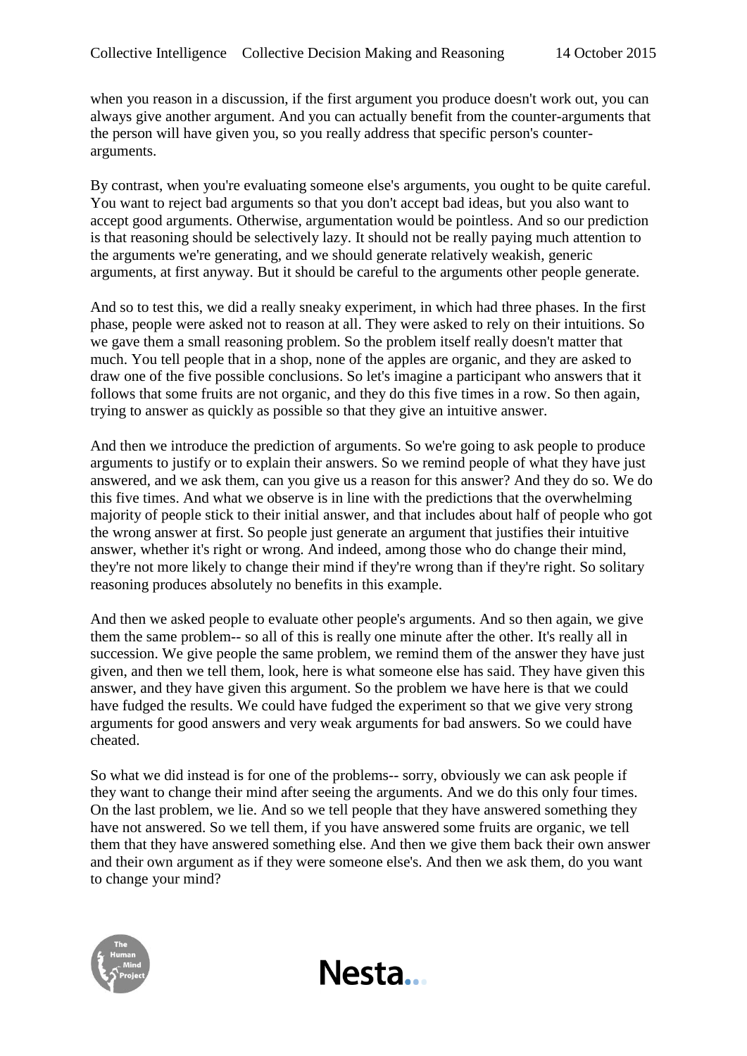when you reason in a discussion, if the first argument you produce doesn't work out, you can always give another argument. And you can actually benefit from the counter-arguments that the person will have given you, so you really address that specific person's counter-arguments.

By contrast, when you're evaluating someone else's arguments, you ought to be quite careful. You want to reject bad arguments so that you don't accept bad ideas, but you also want to accept good arguments. Otherwise, argumentation would be pointless. And so our prediction is that reasoning should be selectively lazy. It should not be really paying much attention to the arguments we're generating, and we should generate relatively weakish, generic arguments, at first anyway. But it should be careful to the arguments other people generate.

And so to test this, we did a really sneaky experiment, in which had three phases. In the first phase, people were asked not to reason at all. They were asked to rely on their intuitions. So we gave them a small reasoning problem. So the problem itself really doesn't matter that much. You tell people that in a shop, none of the apples are organic, and they are asked to draw one of the five possible conclusions. So let's imagine a participant who answers that it follows that some fruits are not organic, and they do this five times in a row. So then again, trying to answer as quickly as possible so that they give an intuitive answer.

And then we introduce the prediction of arguments. So we're going to ask people to produce arguments to justify or to explain their answers. So we remind people of what they have just answered, and we ask them, can you give us a reason for this answer? And they do so. We do this five times. And what we observe is in line with the predictions that the overwhelming majority of people stick to their initial answer, and that includes about half of people who got the wrong answer at first. So people just generate an argument that justifies their intuitive answer, whether it's right or wrong. And indeed, among those who do change their mind, they're not more likely to change their mind if they're wrong than if they're right. So solitary reasoning produces absolutely no benefits in this example.

And then we asked people to evaluate other people's arguments. And so then again, we give them the same problem-- so all of this is really one minute after the other. It's really all in succession. We give people the same problem, we remind them of the answer they have just given, and then we tell them, look, here is what someone else has said. They have given this answer, and they have given this argument. So the problem we have here is that we could have fudged the results. We could have fudged the experiment so that we give very strong arguments for good answers and very weak arguments for bad answers. So we could have cheated.

So what we did instead is for one of the problems-- sorry, obviously we can ask people if they want to change their mind after seeing the arguments. And we do this only four times. On the last problem, we lie. And so we tell people that they have answered something they have not answered. So we tell them, if you have answered some fruits are organic, we tell them that they have answered something else. And then we give them back their own answer and their own argument as if they were someone else's. And then we ask them, do you want to change your mind?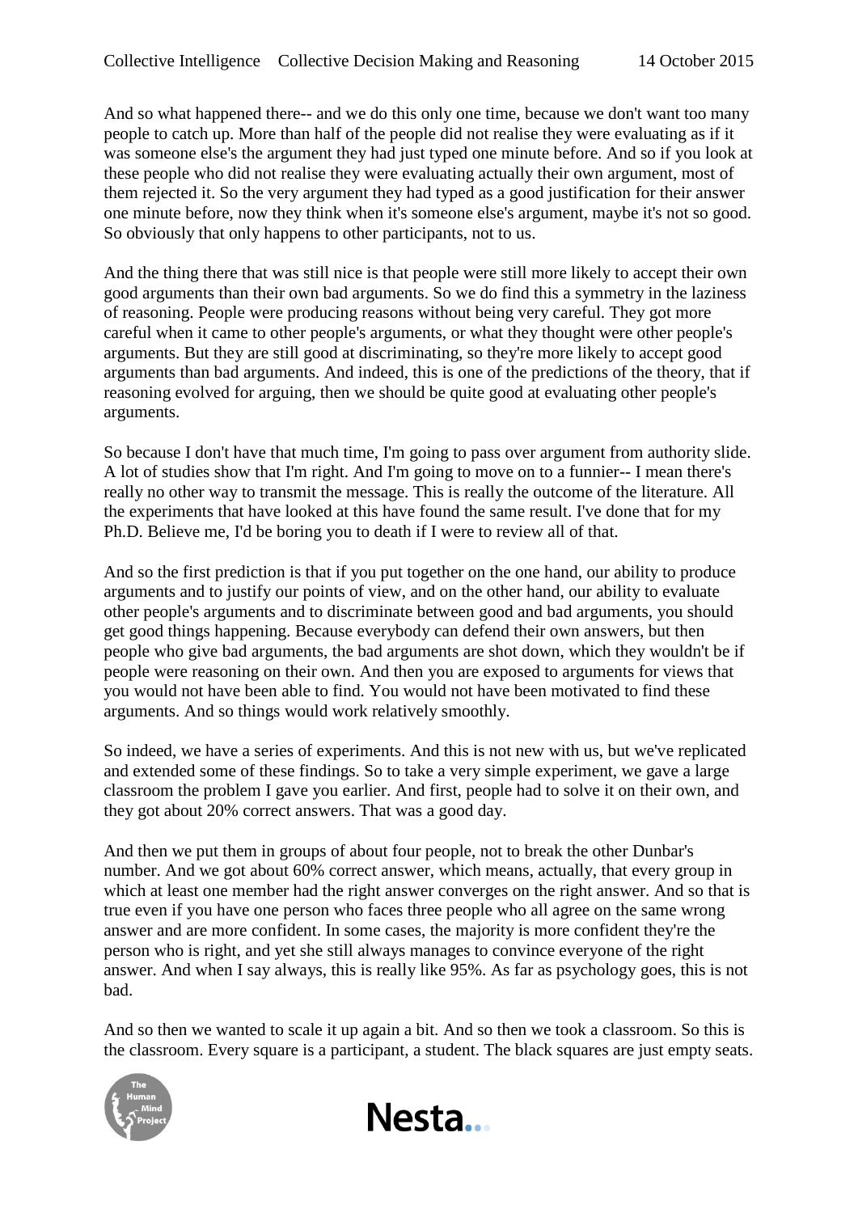And so what happened there-- and we do this only one time, because we don't want too many people to catch up. More than half of the people did not realise they were evaluating as if it was someone else's the argument they had just typed one minute before. And so if you look at these people who did not realise they were evaluating actually their own argument, most of them rejected it. So the very argument they had typed as a good justification for their answer one minute before, now they think when it's someone else's argument, maybe it's not so good. So obviously that only happens to other participants, not to us.

And the thing there that was still nice is that people were still more likely to accept their own good arguments than their own bad arguments. So we do find this a symmetry in the laziness of reasoning. People were producing reasons without being very careful. They got more careful when it came to other people's arguments, or what they thought were other people's arguments. But they are still good at discriminating, so they're more likely to accept good arguments than bad arguments. And indeed, this is one of the predictions of the theory, that if reasoning evolved for arguing, then we should be quite good at evaluating other people's arguments.

So because I don't have that much time, I'm going to pass over argument from authority slide. A lot of studies show that I'm right. And I'm going to move on to a funnier-- I mean there's really no other way to transmit the message. This is really the outcome of the literature. All the experiments that have looked at this have found the same result. I've done that for my Ph.D. Believe me, I'd be boring you to death if I were to review all of that.

And so the first prediction is that if you put together on the one hand, our ability to produce arguments and to justify our points of view, and on the other hand, our ability to evaluate other people's arguments and to discriminate between good and bad arguments, you should get good things happening. Because everybody can defend their own answers, but then people who give bad arguments, the bad arguments are shot down, which they wouldn't be if people were reasoning on their own. And then you are exposed to arguments for views that you would not have been able to find. You would not have been motivated to find these arguments. And so things would work relatively smoothly.

So indeed, we have a series of experiments. And this is not new with us, but we've replicated and extended some of these findings. So to take a very simple experiment, we gave a large classroom the problem I gave you earlier. And first, people had to solve it on their own, and they got about 20% correct answers. That was a good day.

And then we put them in groups of about four people, not to break the other Dunbar's number. And we got about 60% correct answer, which means, actually, that every group in which at least one member had the right answer converges on the right answer. And so that is true even if you have one person who faces three people who all agree on the same wrong answer and are more confident. In some cases, the majority is more confident they're the person who is right, and yet she still always manages to convince everyone of the right answer. And when I say always, this is really like 95%. As far as psychology goes, this is not bad.

And so then we wanted to scale it up again a bit. And so then we took a classroom. So this is the classroom. Every square is a participant, a student. The black squares are just empty seats.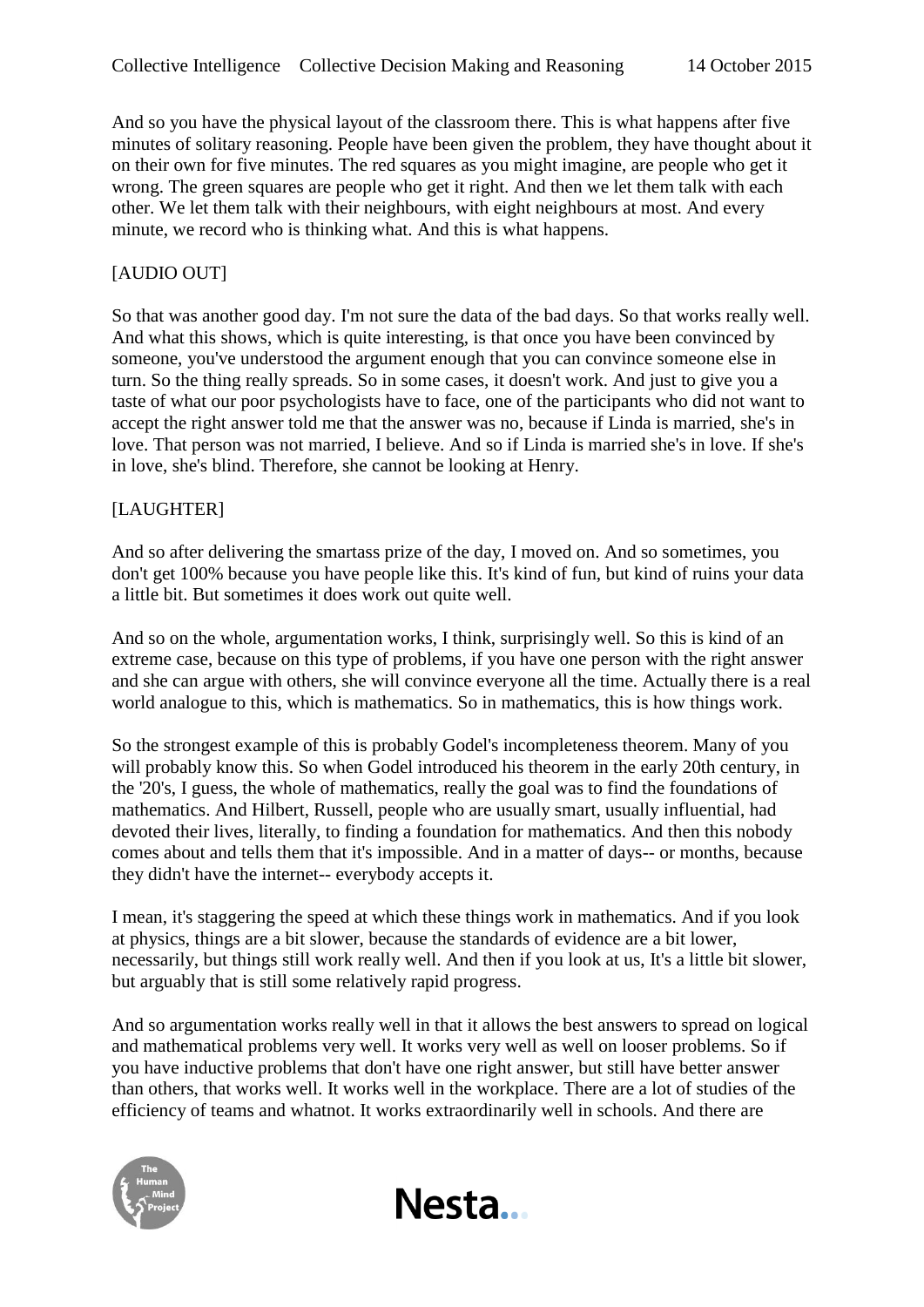And so you have the physical layout of the classroom there. This is what happens after five minutes of solitary reasoning. People have been given the problem, they have thought about it on their own for five minutes. The red squares as you might imagine, are people who get it wrong. The green squares are people who get it right. And then we let them talk with each other. We let them talk with their neighbours, with eight neighbours at most. And every minute, we record who is thinking what. And this is what happens.

[AUDIO OUT]

So that was another good day. I'm not sure the data of the bad days. So that works really well. And what this shows, which is quite interesting, is that once you have been convinced by someone, you've understood the argument enough that you can convince someone else in turn. So the thing really spreads. So in some cases, it doesn't work. And just to give you a taste of what our poor psychologists have to face, one of the participants who did not want to accept the right answer told me that the answer was no, because if Linda is married, she's in love. That person was not married, I believe. And so if Linda is married she's in love. If she's in love, she's blind. Therefore, she cannot be looking at Henry.

[LAUGHTER]

And so after delivering the smartass prize of the day, I moved on. And so sometimes, you don't get 100% because you have people like this. It's kind of fun, but kind of ruins your data a little bit. But sometimes it does work out quite well.

And so on the whole, argumentation works, I think, surprisingly well. So this is kind of an extreme case, because on this type of problems, if you have one person with the right answer and she can argue with others, she will convince everyone all the time. Actually there is a real world analogue to this, which is mathematics. So in mathematics, this is how things work.

So the strongest example of this is probably Godel's incompleteness theorem. Many of you will probably know this. So when Godel introduced his theorem in the early 20th century, in the '20's, I guess, the whole of mathematics, really the goal was to find the foundations of mathematics. And Hilbert, Russell, people who are usually smart, usually influential, had devoted their lives, literally, to finding a foundation for mathematics. And then this nobody comes about and tells them that it's impossible. And in a matter of days-- or months, because they didn't have the internet-- everybody accepts it.

I mean, it's staggering the speed at which these things work in mathematics. And if you look at physics, things are a bit slower, because the standards of evidence are a bit lower, necessarily, but things still work really well. And then if you look at us, It's a little bit slower, but arguably that is still some relatively rapid progress.

And so argumentation works really well in that it allows the best answers to spread on logical and mathematical problems very well. It works very well as well on looser problems. So if you have inductive problems that don't have one right answer, but still have better answer than others, that works well. It works well in the workplace. There are a lot of studies of the efficiency of teams and whatnot. It works extraordinarily well in schools. And there are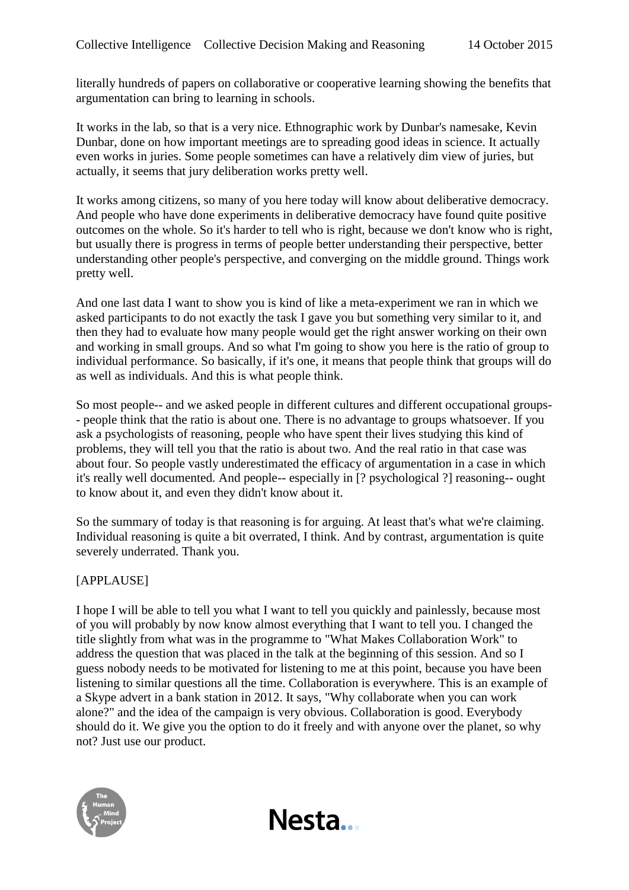literally hundreds of papers on collaborative or cooperative learning showing the benefits that argumentation can bring to learning in schools.

It works in the lab, so that is a very nice. Ethnographic work by Dunbar's namesake, Kevin Dunbar, done on how important meetings are to spreading good ideas in science. It actually even works in juries. Some people sometimes can have a relatively dim view of juries, but actually, it seems that jury deliberation works pretty well.

It works among citizens, so many of you here today will know about deliberative democracy. And people who have done experiments in deliberative democracy have found quite positive outcomes on the whole. So it's harder to tell who is right, because we don't know who is right, but usually there is progress in terms of people better understanding their perspective, better understanding other people's perspective, and converging on the middle ground. Things work pretty well.

And one last data I want to show you is kind of like a meta-experiment we ran in which we asked participants to do not exactly the task I gave you but something very similar to it, and then they had to evaluate how many people would get the right answer working on their own and working in small groups. And so what I'm going to show you here is the ratio of group to individual performance. So basically, if it's one, it means that people think that groups will do as well as individuals. And this is what people think.

So most people-- and we asked people in different cultures and different occupational groups-- people think that the ratio is about one. There is no advantage to groups whatsoever. If you ask a psychologists of reasoning, people who have spent their lives studying this kind of problems, they will tell you that the ratio is about two. And the real ratio in that case was about four. So people vastly underestimated the efficacy of argumentation in a case in which it's really well documented. And people-- especially in [? psychological ?] reasoning-- ought to know about it, and even they didn't know about it.

So the summary of today is that reasoning is for arguing. At least that's what we're claiming. Individual reasoning is quite a bit overrated, I think. And by contrast, argumentation is quite severely underrated. Thank you.

[APPLAUSE]

I hope I will be able to tell you what I want to tell you quickly and painlessly, because most of you will probably by now know almost everything that I want to tell you. I changed the title slightly from what was in the programme to "What Makes Collaboration Work" to address the question that was placed in the talk at the beginning of this session. And so I guess nobody needs to be motivated for listening to me at this point, because you have been listening to similar questions all the time. Collaboration is everywhere. This is an example of a Skype advert in a bank station in 2012. It says, "Why collaborate when you can work alone?" and the idea of the campaign is very obvious. Collaboration is good. Everybody should do it. We give you the option to do it freely and with anyone over the planet, so why not? Just use our product.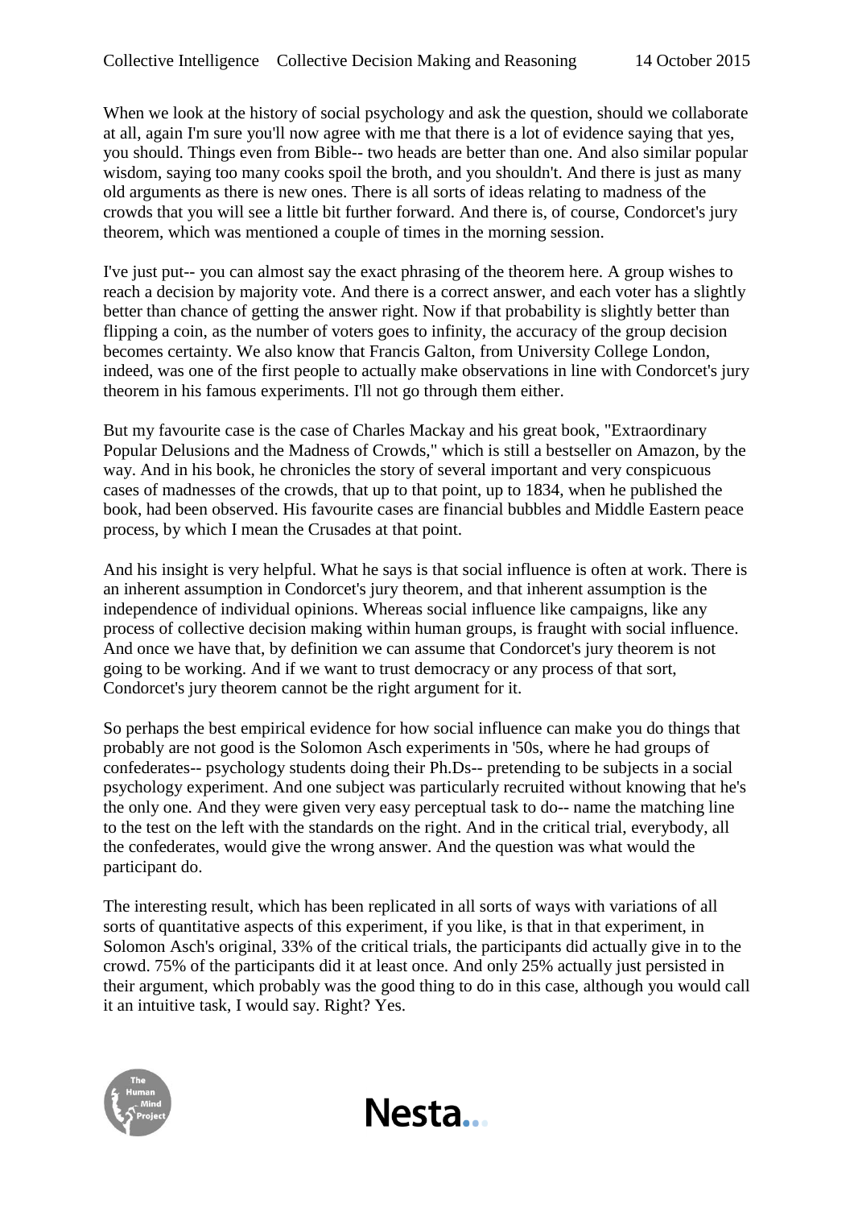When we look at the history of social psychology and ask the question, should we collaborate at all, again I'm sure you'll now agree with me that there is a lot of evidence saying that yes, you should. Things even from Bible-- two heads are better than one. And also similar popular wisdom, saying too many cooks spoil the broth, and you shouldn't. And there is just as many old arguments as there is new ones. There is all sorts of ideas relating to madness of the crowds that you will see a little bit further forward. And there is, of course, Condorcet's jury theorem, which was mentioned a couple of times in the morning session.

I've just put-- you can almost say the exact phrasing of the theorem here. A group wishes to reach a decision by majority vote. And there is a correct answer, and each voter has a slightly better than chance of getting the answer right. Now if that probability is slightly better than flipping a coin, as the number of voters goes to infinity, the accuracy of the group decision becomes certainty. We also know that Francis Galton, from University College London, indeed, was one of the first people to actually make observations in line with Condorcet's jury theorem in his famous experiments. I'll not go through them either.

But my favourite case is the case of Charles Mackay and his great book, "Extraordinary Popular Delusions and the Madness of Crowds," which is still a bestseller on Amazon, by the way. And in his book, he chronicles the story of several important and very conspicuous cases of madnesses of the crowds, that up to that point, up to 1834, when he published the book, had been observed. His favourite cases are financial bubbles and Middle Eastern peace process, by which I mean the Crusades at that point.

And his insight is very helpful. What he says is that social influence is often at work. There is an inherent assumption in Condorcet's jury theorem, and that inherent assumption is the independence of individual opinions. Whereas social influence like campaigns, like any process of collective decision making within human groups, is fraught with social influence. And once we have that, by definition we can assume that Condorcet's jury theorem is not going to be working. And if we want to trust democracy or any process of that sort, Condorcet's jury theorem cannot be the right argument for it.

So perhaps the best empirical evidence for how social influence can make you do things that probably are not good is the Solomon Asch experiments in '50s, where he had groups of confederates-- psychology students doing their Ph.Ds-- pretending to be subjects in a social psychology experiment. And one subject was particularly recruited without knowing that he's the only one. And they were given very easy perceptual task to do-- name the matching line to the test on the left with the standards on the right. And in the critical trial, everybody, all the confederates, would give the wrong answer. And the question was what would the participant do.

The interesting result, which has been replicated in all sorts of ways with variations of all sorts of quantitative aspects of this experiment, if you like, is that in that experiment, in Solomon Asch's original, 33% of the critical trials, the participants did actually give in to the crowd. 75% of the participants did it at least once. And only 25% actually just persisted in their argument, which probably was the good thing to do in this case, although you would call it an intuitive task, I would say. Right? Yes.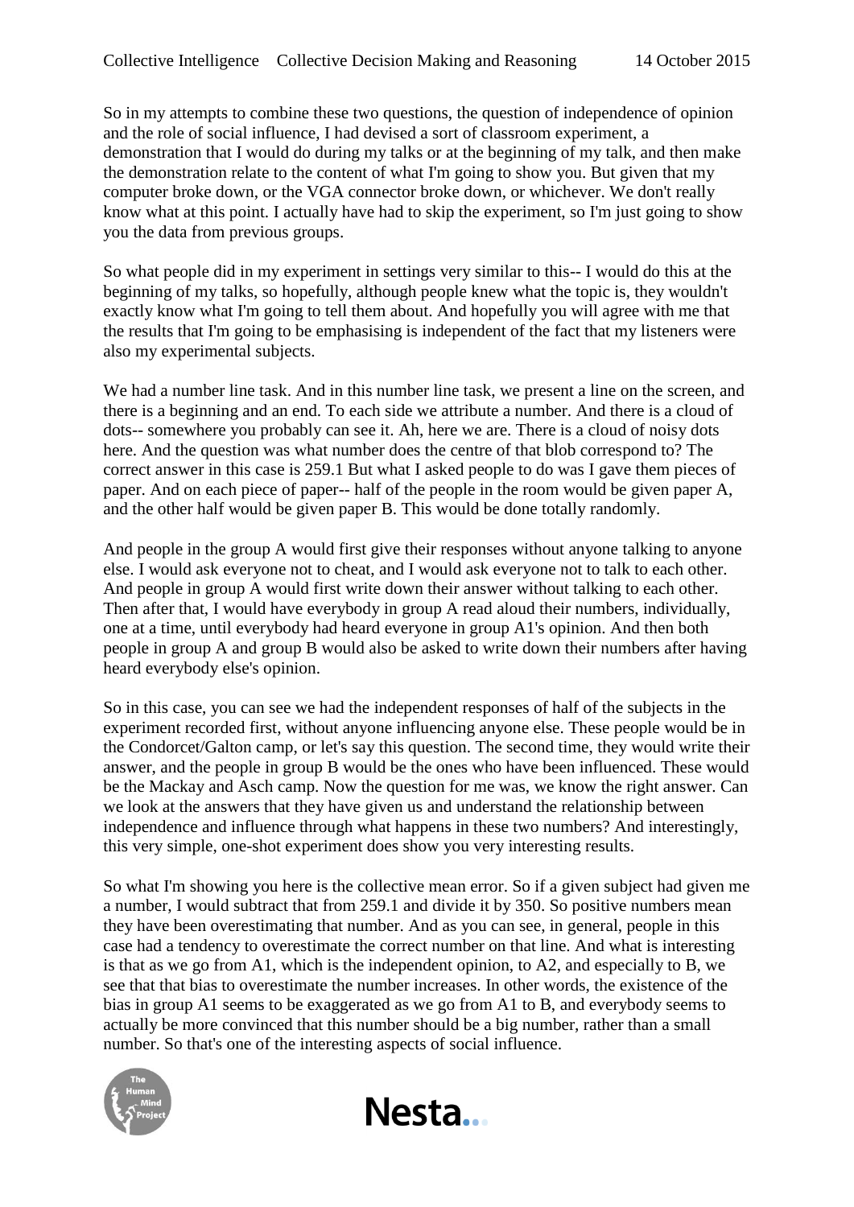So in my attempts to combine these two questions, the question of independence of opinion and the role of social influence, I had devised a sort of classroom experiment, a demonstration that I would do during my talks or at the beginning of my talk, and then make the demonstration relate to the content of what I'm going to show you. But given that my computer broke down, or the VGA connector broke down, or whichever. We don't really know what at this point. I actually have had to skip the experiment, so I'm just going to show you the data from previous groups.

So what people did in my experiment in settings very similar to this-- I would do this at the beginning of my talks, so hopefully, although people knew what the topic is, they wouldn't exactly know what I'm going to tell them about. And hopefully you will agree with me that the results that I'm going to be emphasising is independent of the fact that my listeners were also my experimental subjects.

We had a number line task. And in this number line task, we present a line on the screen, and there is a beginning and an end. To each side we attribute a number. And there is a cloud of dots-- somewhere you probably can see it. Ah, here we are. There is a cloud of noisy dots here. And the question was what number does the centre of that blob correspond to? The correct answer in this case is 259.1 But what I asked people to do was I gave them pieces of paper. And on each piece of paper-- half of the people in the room would be given paper A, and the other half would be given paper B. This would be done totally randomly.

And people in the group A would first give their responses without anyone talking to anyone else. I would ask everyone not to cheat, and I would ask everyone not to talk to each other. And people in group A would first write down their answer without talking to each other. Then after that, I would have everybody in group A read aloud their numbers, individually, one at a time, until everybody had heard everyone in group A1's opinion. And then both people in group A and group B would also be asked to write down their numbers after having heard everybody else's opinion.

So in this case, you can see we had the independent responses of half of the subjects in the experiment recorded first, without anyone influencing anyone else. These people would be in the Condorcet/Galton camp, or let's say this question. The second time, they would write their answer, and the people in group B would be the ones who have been influenced. These would be the Mackay and Asch camp. Now the question for me was, we know the right answer. Can we look at the answers that they have given us and understand the relationship between independence and influence through what happens in these two numbers? And interestingly, this very simple, one-shot experiment does show you very interesting results.

So what I'm showing you here is the collective mean error. So if a given subject had given me a number, I would subtract that from 259.1 and divide it by 350. So positive numbers mean they have been overestimating that number. And as you can see, in general, people in this case had a tendency to overestimate the correct number on that line. And what is interesting is that as we go from A1, which is the independent opinion, to A2, and especially to B, we see that that bias to overestimate the number increases. In other words, the existence of the bias in group A1 seems to be exaggerated as we go from A1 to B, and everybody seems to actually be more convinced that this number should be a big number, rather than a small number. So that's one of the interesting aspects of social influence.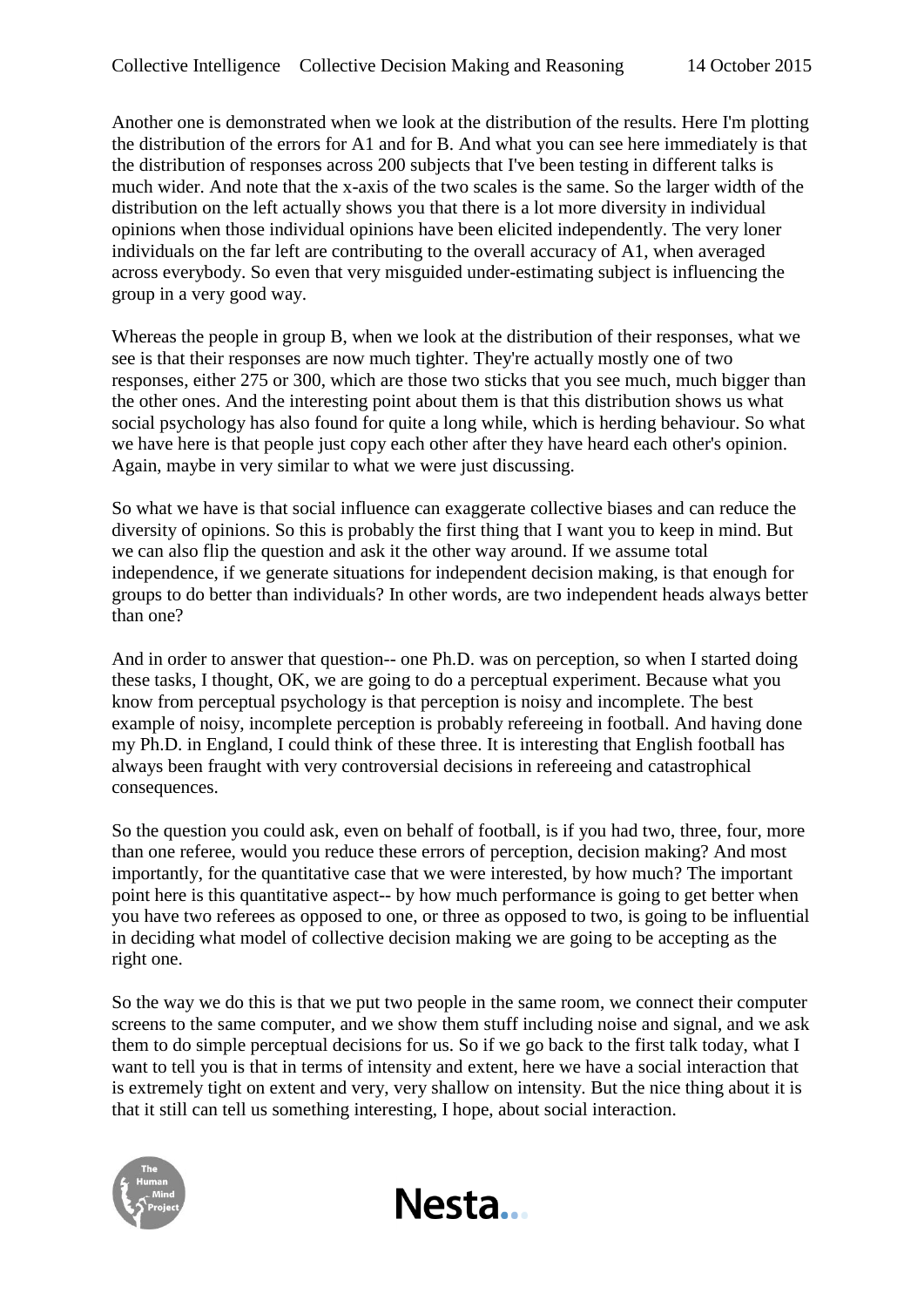Another one is demonstrated when we look at the distribution of the results. Here I'm plotting the distribution of the errors for A1 and for B. And what you can see here immediately is that the distribution of responses across 200 subjects that I've been testing in different talks is much wider. And note that the x-axis of the two scales is the same. So the larger width of the distribution on the left actually shows you that there is a lot more diversity in individual opinions when those individual opinions have been elicited independently. The very loner individuals on the far left are contributing to the overall accuracy of A1, when averaged across everybody. So even that very misguided under-estimating subject is influencing the group in a very good way.

Whereas the people in group B, when we look at the distribution of their responses, what we see is that their responses are now much tighter. They're actually mostly one of two responses, either 275 or 300, which are those two sticks that you see much, much bigger than the other ones. And the interesting point about them is that this distribution shows us what social psychology has also found for quite a long while, which is herding behaviour. So what we have here is that people just copy each other after they have heard each other's opinion. Again, maybe in very similar to what we were just discussing.

So what we have is that social influence can exaggerate collective biases and can reduce the diversity of opinions. So this is probably the first thing that I want you to keep in mind. But we can also flip the question and ask it the other way around. If we assume total independence, if we generate situations for independent decision making, is that enough for groups to do better than individuals? In other words, are two independent heads always better than one?

And in order to answer that question-- one Ph.D. was on perception, so when I started doing these tasks, I thought, OK, we are going to do a perceptual experiment. Because what you know from perceptual psychology is that perception is noisy and incomplete. The best example of noisy, incomplete perception is probably refereeing in football. And having done my Ph.D. in England, I could think of these three. It is interesting that English football has always been fraught with very controversial decisions in refereeing and catastrophical consequences.

So the question you could ask, even on behalf of football, is if you had two, three, four, more than one referee, would you reduce these errors of perception, decision making? And most importantly, for the quantitative case that we were interested, by how much? The important point here is this quantitative aspect-- by how much performance is going to get better when you have two referees as opposed to one, or three as opposed to two, is going to be influential in deciding what model of collective decision making we are going to be accepting as the right one.

So the way we do this is that we put two people in the same room, we connect their computer screens to the same computer, and we show them stuff including noise and signal, and we ask them to do simple perceptual decisions for us. So if we go back to the first talk today, what I want to tell you is that in terms of intensity and extent, here we have a social interaction that is extremely tight on extent and very, very shallow on intensity. But the nice thing about it is that it still can tell us something interesting, I hope, about social interaction.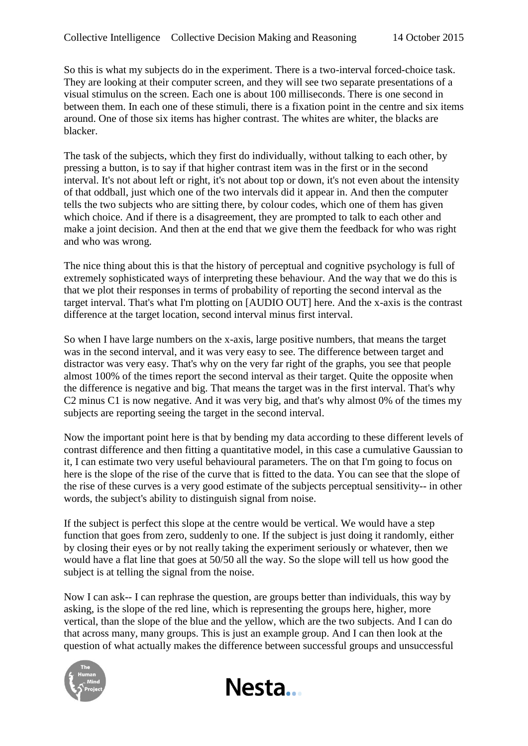So this is what my subjects do in the experiment. There is a two-interval forced-choice task. They are looking at their computer screen, and they will see two separate presentations of a visual stimulus on the screen. Each one is about 100 milliseconds. There is one second in between them. In each one of these stimuli, there is a fixation point in the centre and six items around. One of those six items has higher contrast. The whites are whiter, the blacks are blacker.

The task of the subjects, which they first do individually, without talking to each other, by pressing a button, is to say if that higher contrast item was in the first or in the second interval. It's not about left or right, it's not about top or down, it's not even about the intensity of that oddball, just which one of the two intervals did it appear in. And then the computer tells the two subjects who are sitting there, by colour codes, which one of them has given which choice. And if there is a disagreement, they are prompted to talk to each other and make a joint decision. And then at the end that we give them the feedback for who was right and who was wrong.

The nice thing about this is that the history of perceptual and cognitive psychology is full of extremely sophisticated ways of interpreting these behaviour. And the way that we do this is that we plot their responses in terms of probability of reporting the second interval as the target interval. That's what I'm plotting on [AUDIO OUT] here. And the x-axis is the contrast difference at the target location, second interval minus first interval.

So when I have large numbers on the x-axis, large positive numbers, that means the target was in the second interval, and it was very easy to see. The difference between target and distractor was very easy. That's why on the very far right of the graphs, you see that people almost 100% of the times report the second interval as their target. Quite the opposite when the difference is negative and big. That means the target was in the first interval. That's why C2 minus C1 is now negative. And it was very big, and that's why almost 0% of the times my subjects are reporting seeing the target in the second interval.

Now the important point here is that by bending my data according to these different levels of contrast difference and then fitting a quantitative model, in this case a cumulative Gaussian to it, I can estimate two very useful behavioural parameters. The on that I'm going to focus on here is the slope of the rise of the curve that is fitted to the data. You can see that the slope of the rise of these curves is a very good estimate of the subjects perceptual sensitivity-- in other words, the subject's ability to distinguish signal from noise.

If the subject is perfect this slope at the centre would be vertical. We would have a step function that goes from zero, suddenly to one. If the subject is just doing it randomly, either by closing their eyes or by not really taking the experiment seriously or whatever, then we would have a flat line that goes at 50/50 all the way. So the slope will tell us how good the subject is at telling the signal from the noise.

Now I can ask-- I can rephrase the question, are groups better than individuals, this way by asking, is the slope of the red line, which is representing the groups here, higher, more vertical, than the slope of the blue and the yellow, which are the two subjects. And I can do that across many, many groups. This is just an example group. And I can then look at the question of what actually makes the difference between successful groups and unsuccessful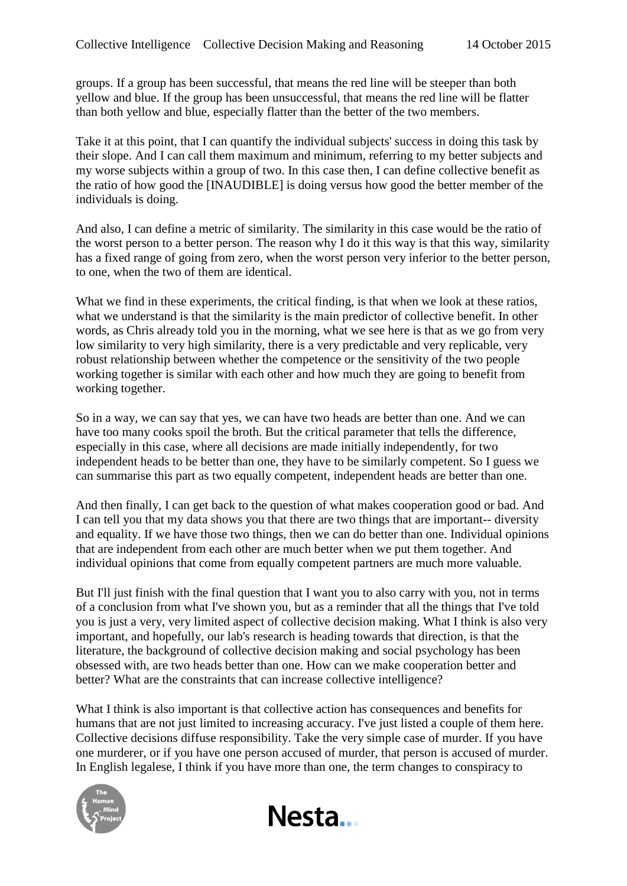groups. If a group has been successful, that means the red line will be steeper than both yellow and blue. If the group has been unsuccessful, that means the red line will be flatter than both yellow and blue, especially flatter than the better of the two members.

Take it at this point, that I can quantify the individual subjects' success in doing this task by their slope. And I can call them maximum and minimum, referring to my better subjects and my worse subjects within a group of two. In this case then, I can define collective benefit as the ratio of how good the [INAUDIBLE] is doing versus how good the better member of the individuals is doing.

And also, I can define a metric of similarity. The similarity in this case would be the ratio of the worst person to a better person. The reason why I do it this way is that this way, similarity has a fixed range of going from zero, when the worst person very inferior to the better person, to one, when the two of them are identical.

What we find in these experiments, the critical finding, is that when we look at these ratios, what we understand is that the similarity is the main predictor of collective benefit. In other words, as Chris already told you in the morning, what we see here is that as we go from very low similarity to very high similarity, there is a very predictable and very replicable, very robust relationship between whether the competence or the sensitivity of the two people working together is similar with each other and how much they are going to benefit from working together.

So in a way, we can say that yes, we can have two heads are better than one. And we can have too many cooks spoil the broth. But the critical parameter that tells the difference, especially in this case, where all decisions are made initially independently, for two independent heads to be better than one, they have to be similarly competent. So I guess we can summarise this part as two equally competent, independent heads are better than one.

And then finally, I can get back to the question of what makes cooperation good or bad. And I can tell you that my data shows you that there are two things that are important-- diversity and equality. If we have those two things, then we can do better than one. Individual opinions that are independent from each other are much better when we put them together. And individual opinions that come from equally competent partners are much more valuable.

But I'll just finish with the final question that I want you to also carry with you, not in terms of a conclusion from what I've shown you, but as a reminder that all the things that I've told you is just a very, very limited aspect of collective decision making. What I think is also very important, and hopefully, our lab's research is heading towards that direction, is that the literature, the background of collective decision making and social psychology has been obsessed with, are two heads better than one. How can we make cooperation better and better? What are the constraints that can increase collective intelligence?

What I think is also important is that collective action has consequences and benefits for humans that are not just limited to increasing accuracy. I've just listed a couple of them here. Collective decisions diffuse responsibility. Take the very simple case of murder. If you have one murderer, or if you have one person accused of murder, that person is accused of murder. In English legalese, I think if you have more than one, the term changes to conspiracy to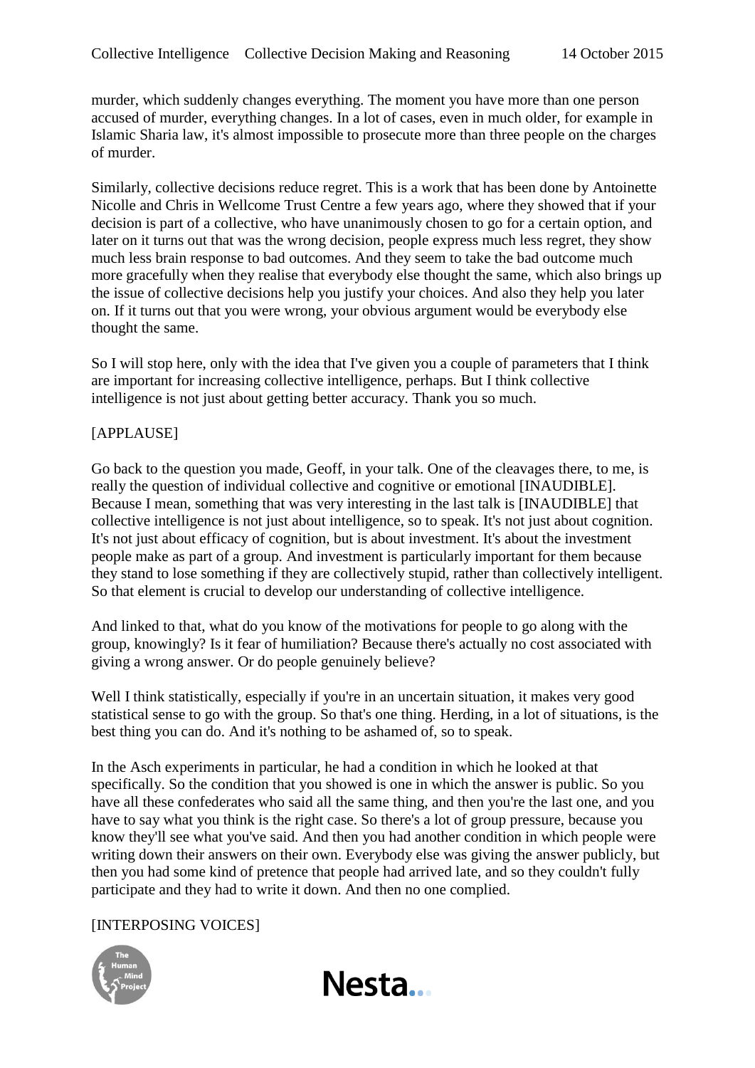murder, which suddenly changes everything. The moment you have more than one person accused of murder, everything changes. In a lot of cases, even in much older, for example in Islamic Sharia law, it's almost impossible to prosecute more than three people on the charges of murder.

Similarly, collective decisions reduce regret. This is a work that has been done by Antoinette Nicolle and Chris in Wellcome Trust Centre a few years ago, where they showed that if your decision is part of a collective, who have unanimously chosen to go for a certain option, and later on it turns out that was the wrong decision, people express much less regret, they show much less brain response to bad outcomes. And they seem to take the bad outcome much more gracefully when they realise that everybody else thought the same, which also brings up the issue of collective decisions help you justify your choices. And also they help you later on. If it turns out that you were wrong, your obvious argument would be everybody else thought the same.

So I will stop here, only with the idea that I've given you a couple of parameters that I think are important for increasing collective intelligence, perhaps. But I think collective intelligence is not just about getting better accuracy. Thank you so much.

[APPLAUSE]

Go back to the question you made, Geoff, in your talk. One of the cleavages there, to me, is really the question of individual collective and cognitive or emotional [INAUDIBLE]. Because I mean, something that was very interesting in the last talk is [INAUDIBLE] that collective intelligence is not just about intelligence, so to speak. It's not just about cognition. It's not just about efficacy of cognition, but is about investment. It's about the investment people make as part of a group. And investment is particularly important for them because they stand to lose something if they are collectively stupid, rather than collectively intelligent. So that element is crucial to develop our understanding of collective intelligence.

And linked to that, what do you know of the motivations for people to go along with the group, knowingly? Is it fear of humiliation? Because there's actually no cost associated with giving a wrong answer. Or do people genuinely believe?

Well I think statistically, especially if you're in an uncertain situation, it makes very good statistical sense to go with the group. So that's one thing. Herding, in a lot of situations, is the best thing you can do. And it's nothing to be ashamed of, so to speak.

In the Asch experiments in particular, he had a condition in which he looked at that specifically. So the condition that you showed is one in which the answer is public. So you have all these confederates who said all the same thing, and then you're the last one, and you have to say what you think is the right case. So there's a lot of group pressure, because you know they'll see what you've said. And then you had another condition in which people were writing down their answers on their own. Everybody else was giving the answer publicly, but then you had some kind of pretence that people had arrived late, and so they couldn't fully participate and they had to write it down. And then no one complied.

[INTERPOSING VOICES]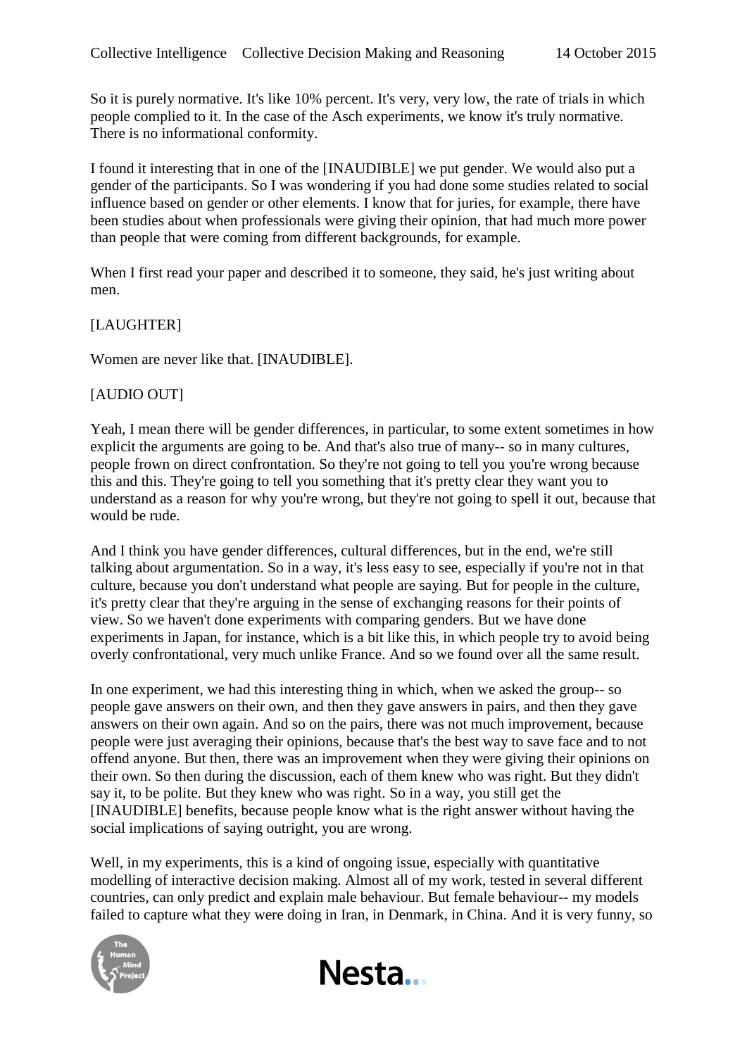So it is purely normative. It's like 10% percent. It's very, very low, the rate of trials in which people complied to it. In the case of the Asch experiments, we know it's truly normative. There is no informational conformity.

I found it interesting that in one of the [INAUDIBLE] we put gender. We would also put a gender of the participants. So I was wondering if you had done some studies related to social influence based on gender or other elements. I know that for juries, for example, there have been studies about when professionals were giving their opinion, that had much more power than people that were coming from different backgrounds, for example.

When I first read your paper and described it to someone, they said, he's just writing about men.

[LAUGHTER]

Women are never like that. [INAUDIBLE].

[AUDIO OUT]

Yeah, I mean there will be gender differences, in particular, to some extent sometimes in how explicit the arguments are going to be. And that's also true of many-- so in many cultures, people frown on direct confrontation. So they're not going to tell you you're wrong because this and this. They're going to tell you something that it's pretty clear they want you to understand as a reason for why you're wrong, but they're not going to spell it out, because that would be rude.

And I think you have gender differences, cultural differences, but in the end, we're still talking about argumentation. So in a way, it's less easy to see, especially if you're not in that culture, because you don't understand what people are saying. But for people in the culture, it's pretty clear that they're arguing in the sense of exchanging reasons for their points of view. So we haven't done experiments with comparing genders. But we have done experiments in Japan, for instance, which is a bit like this, in which people try to avoid being overly confrontational, very much unlike France. And so we found over all the same result.

In one experiment, we had this interesting thing in which, when we asked the group-- so people gave answers on their own, and then they gave answers in pairs, and then they gave answers on their own again. And so on the pairs, there was not much improvement, because people were just averaging their opinions, because that's the best way to save face and to not offend anyone. But then, there was an improvement when they were giving their opinions on their own. So then during the discussion, each of them knew who was right. But they didn't say it, to be polite. But they knew who was right. So in a way, you still get the [INAUDIBLE] benefits, because people know what is the right answer without having the social implications of saying outright, you are wrong.

Well, in my experiments, this is a kind of ongoing issue, especially with quantitative modelling of interactive decision making. Almost all of my work, tested in several different countries, can only predict and explain male behaviour. But female behaviour-- my models failed to capture what they were doing in Iran, in Denmark, in China. And it is very funny, so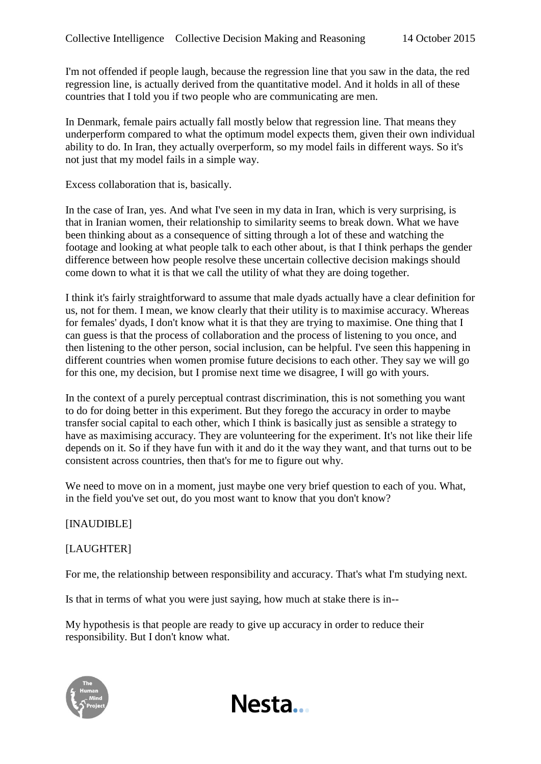I'm not offended if people laugh, because the regression line that you saw in the data, the red regression line, is actually derived from the quantitative model. And it holds in all of these countries that I told you if two people who are communicating are men.

In Denmark, female pairs actually fall mostly below that regression line. That means they underperform compared to what the optimum model expects them, given their own individual ability to do. In Iran, they actually overperform, so my model fails in different ways. So it's not just that my model fails in a simple way.

Excess collaboration that is, basically.

In the case of Iran, yes. And what I've seen in my data in Iran, which is very surprising, is that in Iranian women, their relationship to similarity seems to break down. What we have been thinking about as a consequence of sitting through a lot of these and watching the footage and looking at what people talk to each other about, is that I think perhaps the gender difference between how people resolve these uncertain collective decision makings should come down to what it is that we call the utility of what they are doing together.

I think it's fairly straightforward to assume that male dyads actually have a clear definition for us, not for them. I mean, we know clearly that their utility is to maximise accuracy. Whereas for females' dyads, I don't know what it is that they are trying to maximise. One thing that I can guess is that the process of collaboration and the process of listening to you once, and then listening to the other person, social inclusion, can be helpful. I've seen this happening in different countries when women promise future decisions to each other. They say we will go for this one, my decision, but I promise next time we disagree, I will go with yours.

In the context of a purely perceptual contrast discrimination, this is not something you want to do for doing better in this experiment. But they forego the accuracy in order to maybe transfer social capital to each other, which I think is basically just as sensible a strategy to have as maximising accuracy. They are volunteering for the experiment. It's not like their life depends on it. So if they have fun with it and do it the way they want, and that turns out to be consistent across countries, then that's for me to figure out why.

We need to move on in a moment, just maybe one very brief question to each of you. What, in the field you've set out, do you most want to know that you don't know?

[INAUDIBLE]

[LAUGHTER]

For me, the relationship between responsibility and accuracy. That's what I'm studying next.

Is that in terms of what you were just saying, how much at stake there is in--

My hypothesis is that people are ready to give up accuracy in order to reduce their responsibility. But I don't know what.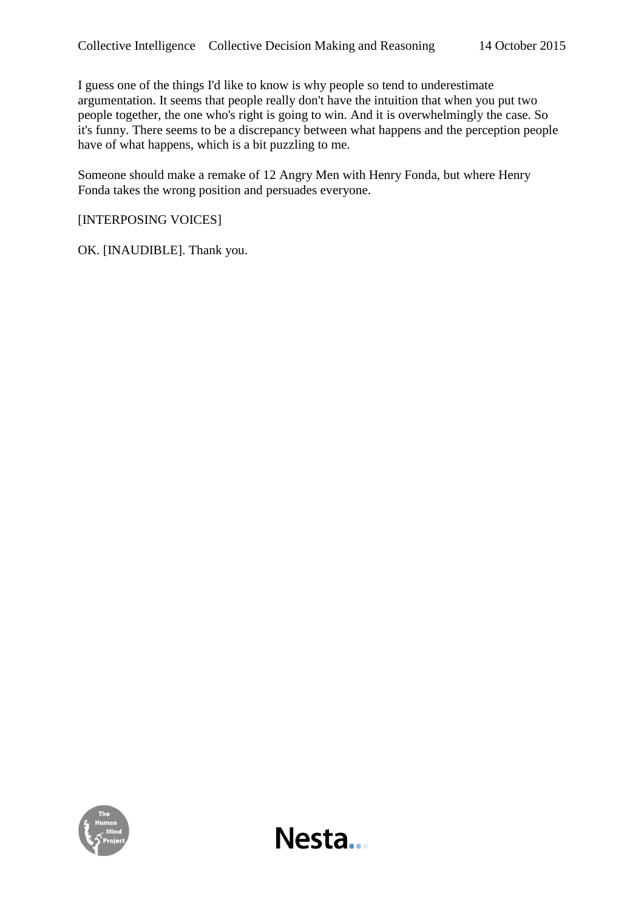I guess one of the things I'd like to know is why people so tend to underestimate argumentation. It seems that people really don't have the intuition that when you put two people together, the one who's right is going to win. And it is overwhelmingly the case. So it's funny. There seems to be a discrepancy between what happens and the perception people have of what happens, which is a bit puzzling to me.

Someone should make a remake of 12 Angry Men with Henry Fonda, but where Henry Fonda takes the wrong position and persuades everyone.

[INTERPOSING VOICES]

OK. [INAUDIBLE]. Thank you.